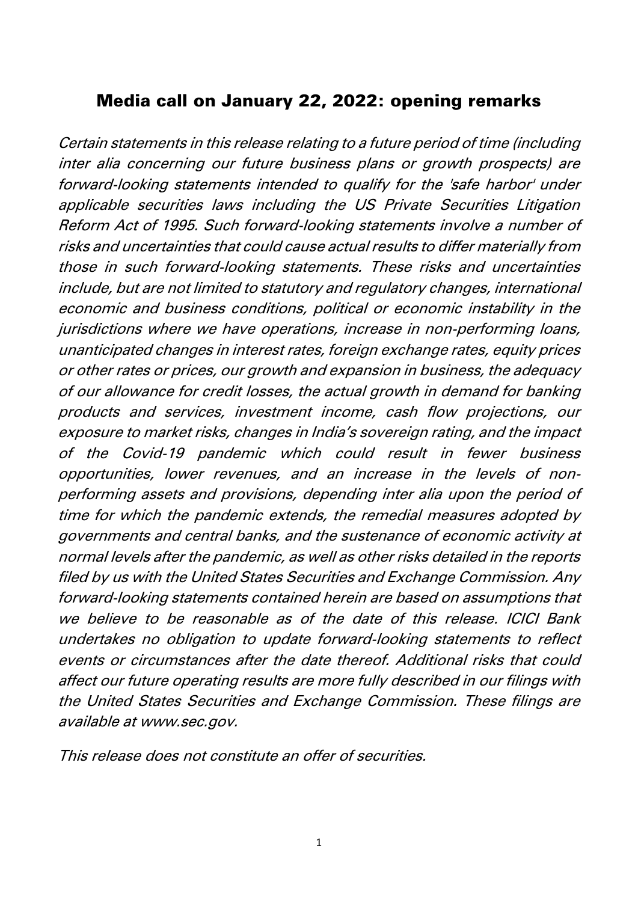## Media call on January 22, 2022: opening remarks

*Certain statements in this release relating to a future period of time (including inter alia concerning our future business plans or growth prospects) are forward-looking statements intended to qualify for the 'safe harbor' under applicable securities laws including the US Private Securities Litigation Reform Act of 1995. Such forward-looking statements involve a number of risks and uncertainties that could cause actual results to differ materially from those in such forward-looking statements. These risks and uncertainties include, but are not limited to statutory and regulatory changes, international economic and business conditions, political or economic instability in the jurisdictions where we have operations, increase in non-performing loans, unanticipated changes in interest rates, foreign exchange rates, equity prices or other rates or prices, our growth and expansion in business, the adequacy of our allowance for credit losses, the actual growth in demand for banking products and services, investment income, cash flow projections, our exposure to market risks, changes in India's sovereign rating, and the impact of the Covid-19 pandemic which could result in fewer business opportunities, lower revenues, and an increase in the levels of non-performing assets and provisions, depending inter alia upon the period of time for which the pandemic extends, the remedial measures adopted by governments and central banks, and the sustenance of economic activity at normal levels after the pandemic, as well as other risks detailed in the reports filed by us with the United States Securities and Exchange Commission. Any forward-looking statements contained herein are based on assumptions that we believe to be reasonable as of the date of this release. ICICI Bank undertakes no obligation to update forward-looking statements to reflect events or circumstances after the date thereof. Additional risks that could affect our future operating results are more fully described in our filings with the United States Securities and Exchange Commission. These filings are available at www.sec.gov.*

*This release does not constitute an offer of securities.*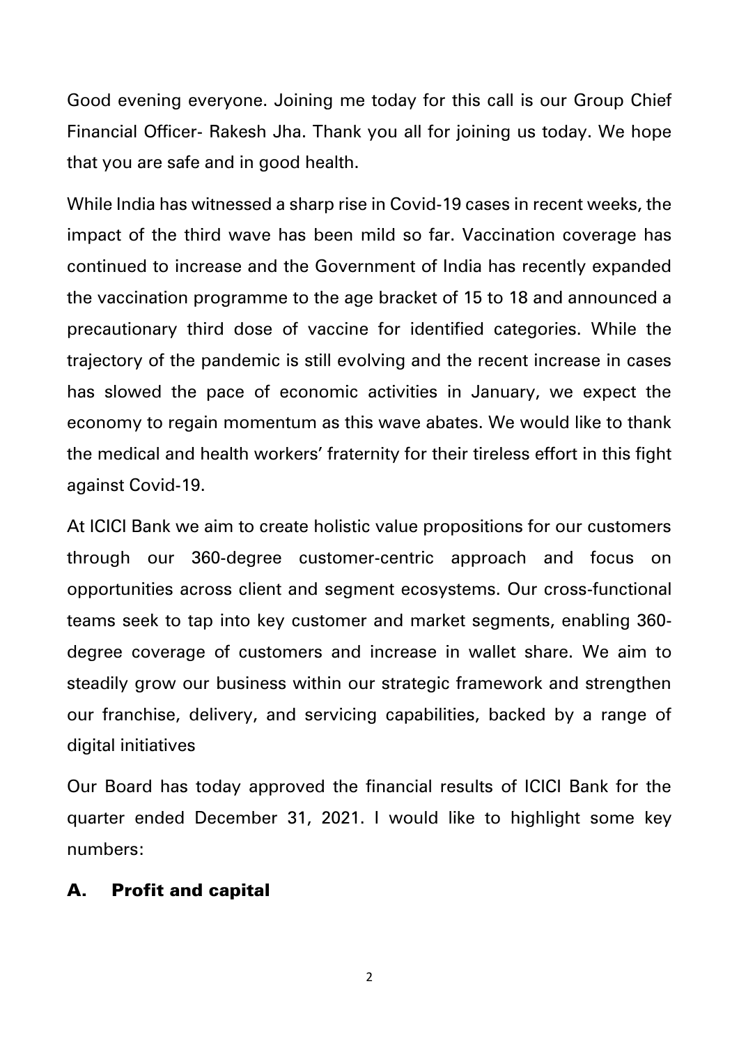Good evening everyone. Joining me today for this call is our Group Chief Financial Officer- Rakesh Jha. Thank you all for joining us today. We hope that you are safe and in good health.

While India has witnessed a sharp rise in Covid-19 cases in recent weeks, the impact of the third wave has been mild so far. Vaccination coverage has continued to increase and the Government of India has recently expanded the vaccination programme to the age bracket of 15 to 18 and announced a precautionary third dose of vaccine for identified categories. While the trajectory of the pandemic is still evolving and the recent increase in cases has slowed the pace of economic activities in January, we expect the economy to regain momentum as this wave abates. We would like to thank the medical and health workers' fraternity for their tireless effort in this fight against Covid-19.

At ICICI Bank we aim to create holistic value propositions for our customers through our 360-degree customer-centric approach and focus on opportunities across client and segment ecosystems. Our cross-functional teams seek to tap into key customer and market segments, enabling 360-degree coverage of customers and increase in wallet share. We aim to steadily grow our business within our strategic framework and strengthen our franchise, delivery, and servicing capabilities, backed by a range of digital initiatives

Our Board has today approved the financial results of ICICI Bank for the quarter ended December 31, 2021. I would like to highlight some key numbers:

## A. Profit and capital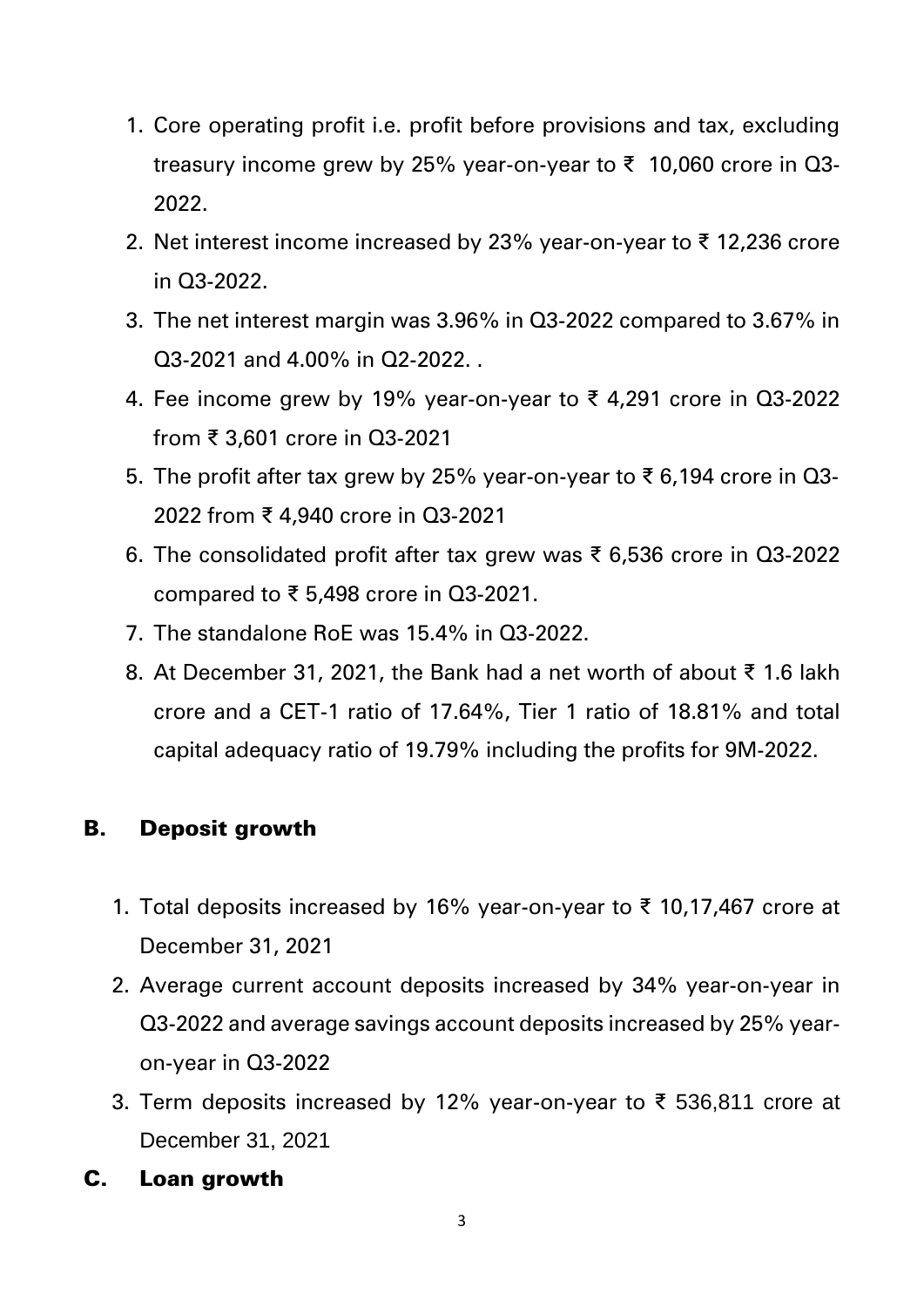1. Core operating profit i.e. profit before provisions and tax, excluding treasury income grew by 25% year-on-year to ₹ 10,060 crore in Q3-2022.
2. Net interest income increased by 23% year-on-year to ₹ 12,236 crore in Q3-2022.
3. The net interest margin was 3.96% in Q3-2022 compared to 3.67% in Q3-2021 and 4.00% in Q2-2022. .
4. Fee income grew by 19% year-on-year to ₹ 4,291 crore in Q3-2022 from ₹ 3,601 crore in Q3-2021
5. The profit after tax grew by 25% year-on-year to ₹ 6,194 crore in Q3-2022 from ₹ 4,940 crore in Q3-2021
6. The consolidated profit after tax grew was ₹ 6,536 crore in Q3-2022 compared to ₹ 5,498 crore in Q3-2021.
7. The standalone RoE was 15.4% in Q3-2022.
8. At December 31, 2021, the Bank had a net worth of about ₹ 1.6 lakh crore and a CET-1 ratio of 17.64%, Tier 1 ratio of 18.81% and total capital adequacy ratio of 19.79% including the profits for 9M-2022.

## B. Deposit growth

1. Total deposits increased by 16% year-on-year to ₹ 10,17,467 crore at December 31, 2021
2. Average current account deposits increased by 34% year-on-year in Q3-2022 and average savings account deposits increased by 25% year-on-year in Q3-2022
3. Term deposits increased by 12% year-on-year to ₹ 536,811 crore at December 31, 2021

## C. Loan growth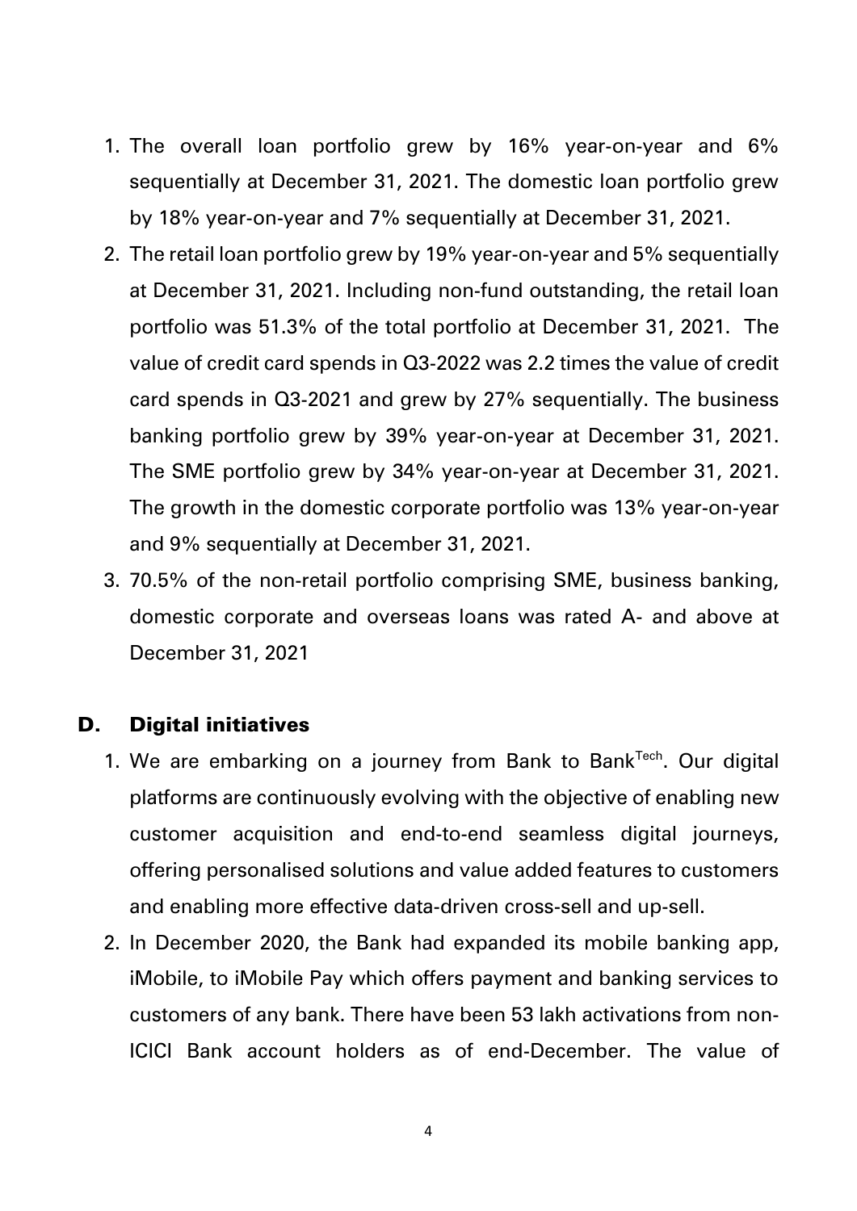1. The overall loan portfolio grew by 16% year-on-year and 6% sequentially at December 31, 2021. The domestic loan portfolio grew by 18% year-on-year and 7% sequentially at December 31, 2021.
2. The retail loan portfolio grew by 19% year-on-year and 5% sequentially at December 31, 2021. Including non-fund outstanding, the retail loan portfolio was 51.3% of the total portfolio at December 31, 2021. The value of credit card spends in Q3-2022 was 2.2 times the value of credit card spends in Q3-2021 and grew by 27% sequentially. The business banking portfolio grew by 39% year-on-year at December 31, 2021. The SME portfolio grew by 34% year-on-year at December 31, 2021. The growth in the domestic corporate portfolio was 13% year-on-year and 9% sequentially at December 31, 2021.
3. 70.5% of the non-retail portfolio comprising SME, business banking, domestic corporate and overseas loans was rated A- and above at December 31, 2021

## D. Digital initiatives

1. We are embarking on a journey from Bank to Bank$^{Tech}$. Our digital platforms are continuously evolving with the objective of enabling new customer acquisition and end-to-end seamless digital journeys, offering personalised solutions and value added features to customers and enabling more effective data-driven cross-sell and up-sell.
2. In December 2020, the Bank had expanded its mobile banking app, iMobile, to iMobile Pay which offers payment and banking services to customers of any bank. There have been 53 lakh activations from non-ICICI Bank account holders as of end-December. The value of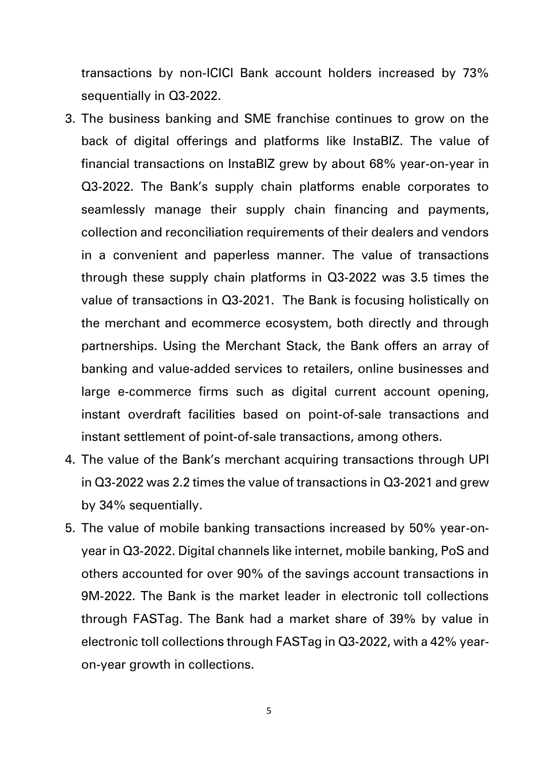transactions by non-ICICI Bank account holders increased by 73% sequentially in Q3-2022.

3. The business banking and SME franchise continues to grow on the back of digital offerings and platforms like InstaBIZ. The value of financial transactions on InstaBIZ grew by about 68% year-on-year in Q3-2022. The Bank's supply chain platforms enable corporates to seamlessly manage their supply chain financing and payments, collection and reconciliation requirements of their dealers and vendors in a convenient and paperless manner. The value of transactions through these supply chain platforms in Q3-2022 was 3.5 times the value of transactions in Q3-2021. The Bank is focusing holistically on the merchant and ecommerce ecosystem, both directly and through partnerships. Using the Merchant Stack, the Bank offers an array of banking and value-added services to retailers, online businesses and large e-commerce firms such as digital current account opening, instant overdraft facilities based on point-of-sale transactions and instant settlement of point-of-sale transactions, among others.
4. The value of the Bank's merchant acquiring transactions through UPI in Q3-2022 was 2.2 times the value of transactions in Q3-2021 and grew by 34% sequentially.
5. The value of mobile banking transactions increased by 50% year-on-year in Q3-2022. Digital channels like internet, mobile banking, PoS and others accounted for over 90% of the savings account transactions in 9M-2022. The Bank is the market leader in electronic toll collections through FASTag. The Bank had a market share of 39% by value in electronic toll collections through FASTag in Q3-2022, with a 42% year-on-year growth in collections.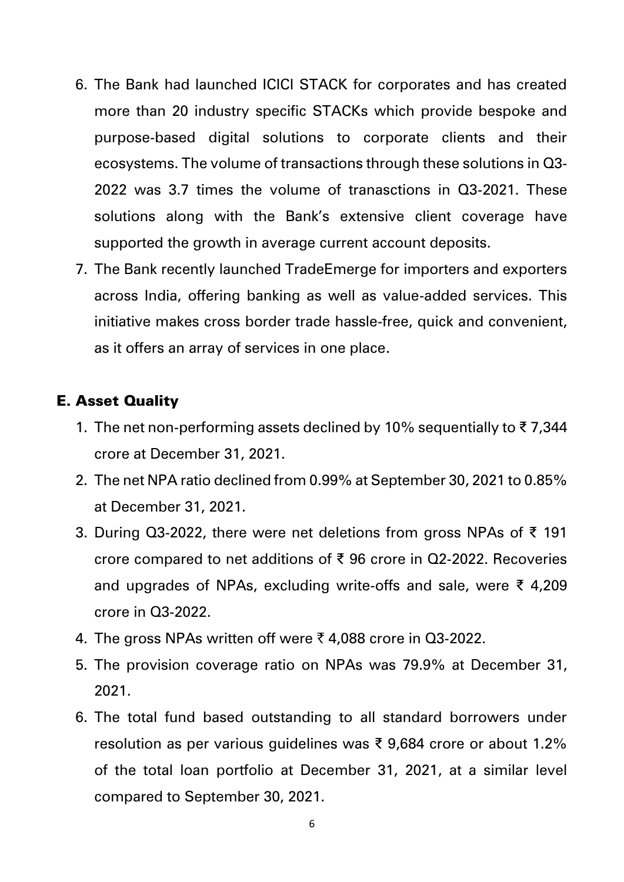6. The Bank had launched ICICI STACK for corporates and has created more than 20 industry specific STACKs which provide bespoke and purpose-based digital solutions to corporate clients and their ecosystems. The volume of transactions through these solutions in Q3-2022 was 3.7 times the volume of tranasctions in Q3-2021. These solutions along with the Bank's extensive client coverage have supported the growth in average current account deposits.
7. The Bank recently launched TradeEmerge for importers and exporters across India, offering banking as well as value-added services. This initiative makes cross border trade hassle-free, quick and convenient, as it offers an array of services in one place.

## E. Asset Quality

1. The net non-performing assets declined by 10% sequentially to ₹ 7,344 crore at December 31, 2021.
2. The net NPA ratio declined from 0.99% at September 30, 2021 to 0.85% at December 31, 2021.
3. During Q3-2022, there were net deletions from gross NPAs of ₹ 191 crore compared to net additions of ₹ 96 crore in Q2-2022. Recoveries and upgrades of NPAs, excluding write-offs and sale, were ₹ 4,209 crore in Q3-2022.
4. The gross NPAs written off were ₹ 4,088 crore in Q3-2022.
5. The provision coverage ratio on NPAs was 79.9% at December 31, 2021.
6. The total fund based outstanding to all standard borrowers under resolution as per various guidelines was ₹ 9,684 crore or about 1.2% of the total loan portfolio at December 31, 2021, at a similar level compared to September 30, 2021.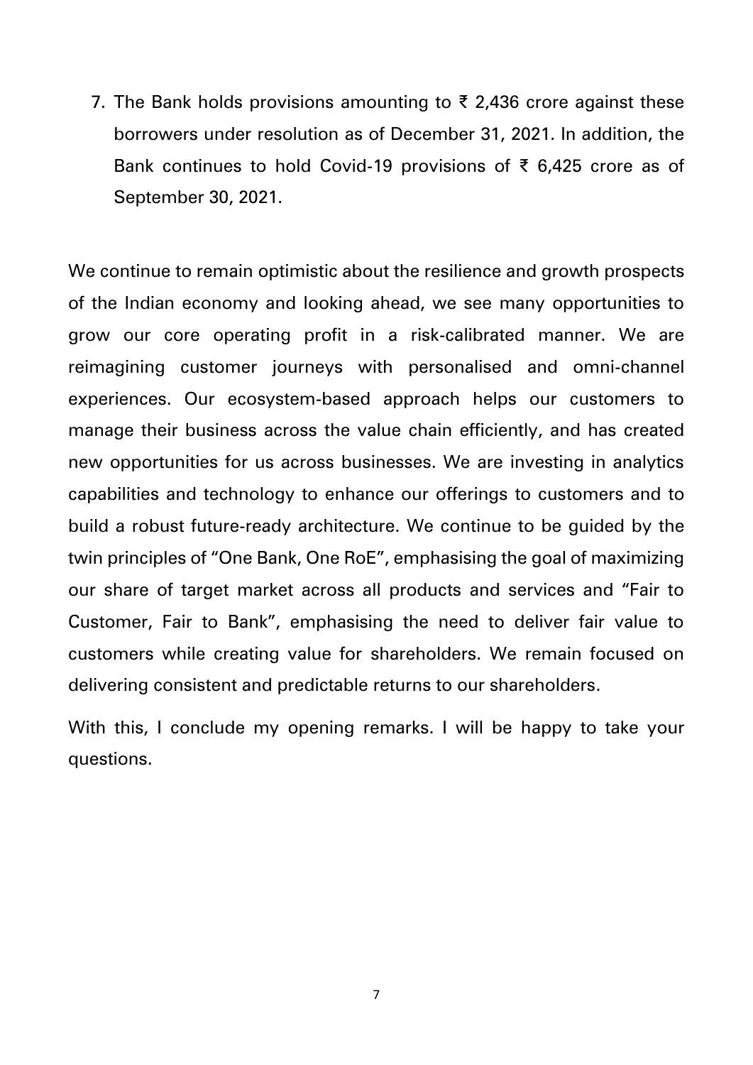7. The Bank holds provisions amounting to ₹ 2,436 crore against these borrowers under resolution as of December 31, 2021. In addition, the Bank continues to hold Covid-19 provisions of ₹ 6,425 crore as of September 30, 2021.

We continue to remain optimistic about the resilience and growth prospects of the Indian economy and looking ahead, we see many opportunities to grow our core operating profit in a risk-calibrated manner. We are reimagining customer journeys with personalised and omni-channel experiences. Our ecosystem-based approach helps our customers to manage their business across the value chain efficiently, and has created new opportunities for us across businesses. We are investing in analytics capabilities and technology to enhance our offerings to customers and to build a robust future-ready architecture. We continue to be guided by the twin principles of "One Bank, One RoE", emphasising the goal of maximizing our share of target market across all products and services and "Fair to Customer, Fair to Bank", emphasising the need to deliver fair value to customers while creating value for shareholders. We remain focused on delivering consistent and predictable returns to our shareholders.

With this, I conclude my opening remarks. I will be happy to take your questions.